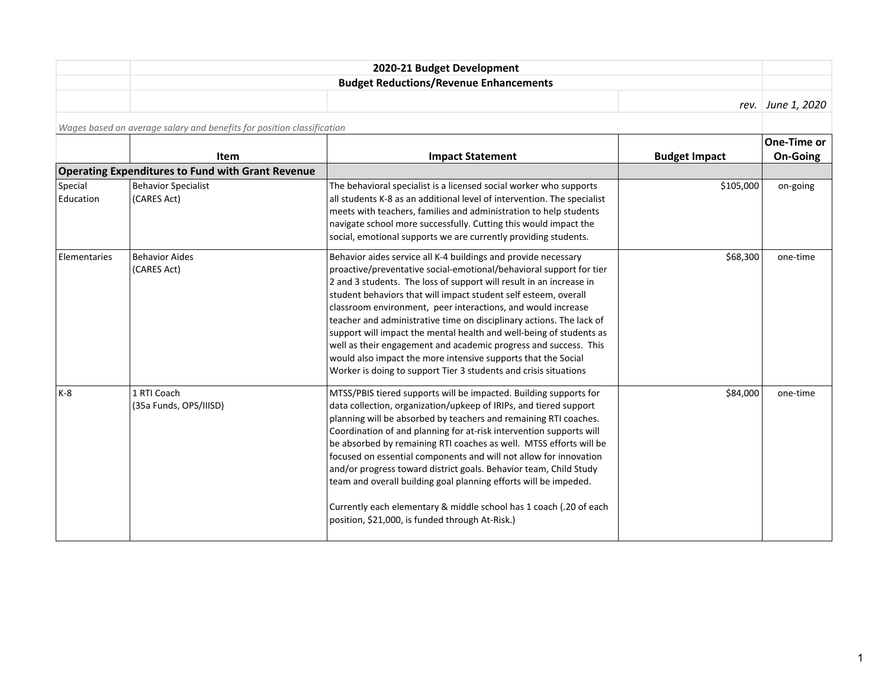## 2020-21 Budget Development

### Budget Reductions/Revenue Enhancements

*rev. June 1, 2020*

*Wages based on average salary and benefits for position classification*

| | Item | Impact Statement | Budget Impact | One-Time or On-Going |
|---|---|---|---|---|
| **Operating Expenditures to Fund with Grant Revenue** | | | | |
| Special Education | Behavior Specialist (CARES Act) | The behavioral specialist is a licensed social worker who supports all students K-8 as an additional level of intervention. The specialist meets with teachers, families and administration to help students navigate school more successfully. Cutting this would impact the social, emotional supports we are currently providing students. | $105,000 | on-going |
| Elementaries | Behavior Aides (CARES Act) | Behavior aides service all K-4 buildings and provide necessary proactive/preventative social-emotional/behavioral support for tier 2 and 3 students. The loss of support will result in an increase in student behaviors that will impact student self esteem, overall classroom environment, peer interactions, and would increase teacher and administrative time on disciplinary actions. The lack of support will impact the mental health and well-being of students as well as their engagement and academic progress and success. This would also impact the more intensive supports that the Social Worker is doing to support Tier 3 students and crisis situations | $68,300 | one-time |
| K-8 | 1 RTI Coach (35a Funds, OPS/IIISD) | MTSS/PBIS tiered supports will be impacted. Building supports for data collection, organization/upkeep of IRIPs, and tiered support planning will be absorbed by teachers and remaining RTI coaches. Coordination of and planning for at-risk intervention supports will be absorbed by remaining RTI coaches as well. MTSS efforts will be focused on essential components and will not allow for innovation and/or progress toward district goals. Behavior team, Child Study team and overall building goal planning efforts will be impeded.<br><br>Currently each elementary & middle school has 1 coach (.20 of each position, $21,000, is funded through At-Risk.) | $84,000 | one-time |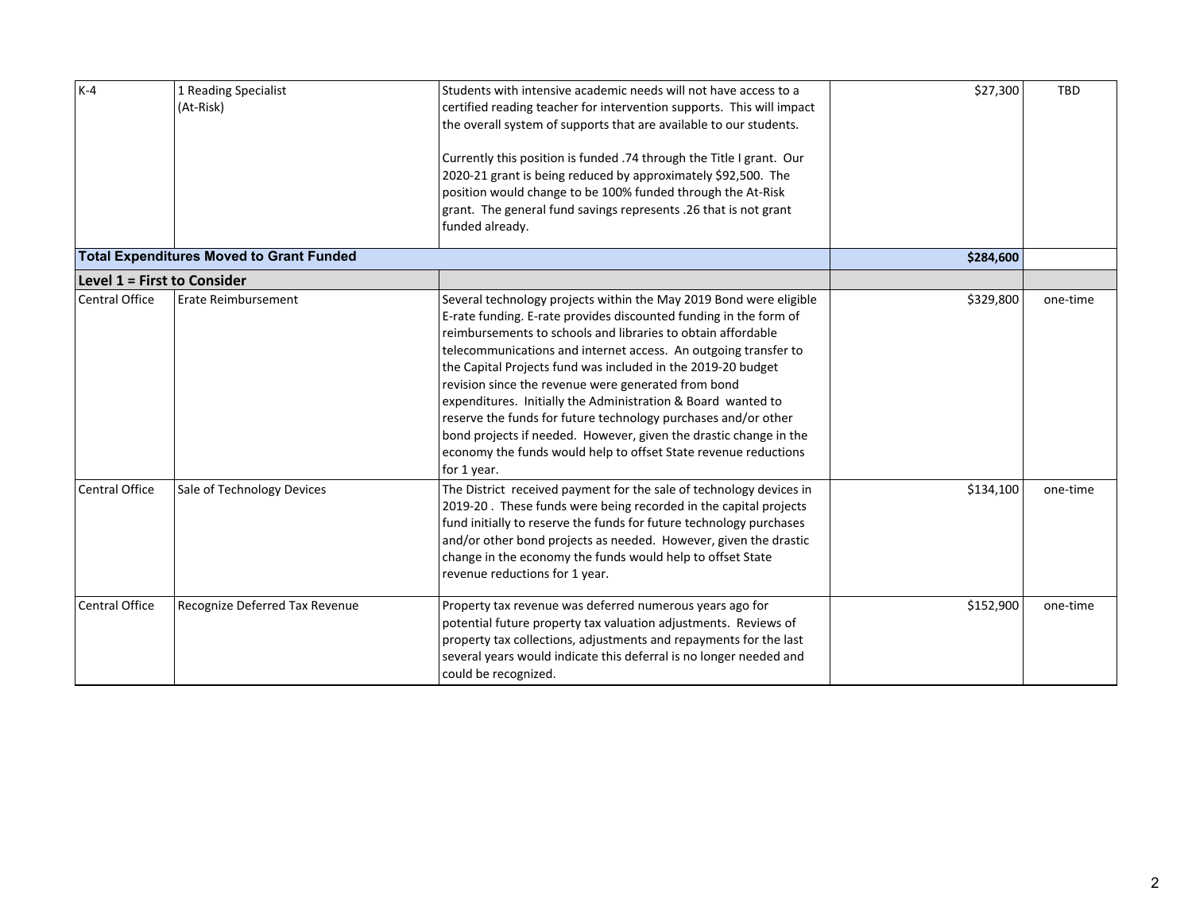| | | | | |
|---|---|---|---|---|
| K-4 | 1 Reading Specialist (At-Risk) | Students with intensive academic needs will not have access to a certified reading teacher for intervention supports. This will impact the overall system of supports that are available to our students.<br><br>Currently this position is funded .74 through the Title I grant. Our 2020-21 grant is being reduced by approximately $92,500. The position would change to be 100% funded through the At-Risk grant. The general fund savings represents .26 that is not grant funded already. | $27,300 | TBD |
| **Total Expenditures Moved to Grant Funded** | | | **$284,600** | |
| **Level 1 = First to Consider** | | | | |
| Central Office | Erate Reimbursement | Several technology projects within the May 2019 Bond were eligible E-rate funding. E-rate provides discounted funding in the form of reimbursements to schools and libraries to obtain affordable telecommunications and internet access. An outgoing transfer to the Capital Projects fund was included in the 2019-20 budget revision since the revenue were generated from bond expenditures. Initially the Administration & Board wanted to reserve the funds for future technology purchases and/or other bond projects if needed. However, given the drastic change in the economy the funds would help to offset State revenue reductions for 1 year. | $329,800 | one-time |
| Central Office | Sale of Technology Devices | The District received payment for the sale of technology devices in 2019-20 . These funds were being recorded in the capital projects fund initially to reserve the funds for future technology purchases and/or other bond projects as needed. However, given the drastic change in the economy the funds would help to offset State revenue reductions for 1 year. | $134,100 | one-time |
| Central Office | Recognize Deferred Tax Revenue | Property tax revenue was deferred numerous years ago for potential future property tax valuation adjustments. Reviews of property tax collections, adjustments and repayments for the last several years would indicate this deferral is no longer needed and could be recognized. | $152,900 | one-time |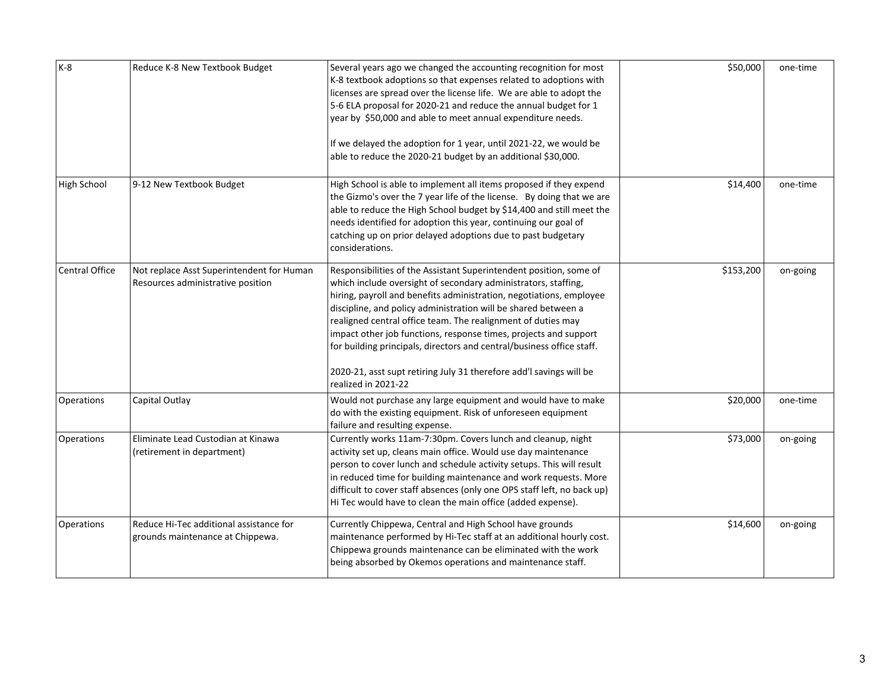| | | | | |
|---|---|---|---|---|
| K-8 | Reduce K-8 New Textbook Budget | Several years ago we changed the accounting recognition for most K-8 textbook adoptions so that expenses related to adoptions with licenses are spread over the license life. We are able to adopt the 5-6 ELA proposal for 2020-21 and reduce the annual budget for 1 year by $50,000 and able to meet annual expenditure needs.<br><br>If we delayed the adoption for 1 year, until 2021-22, we would be able to reduce the 2020-21 budget by an additional $30,000. | $50,000 | one-time |
| High School | 9-12 New Textbook Budget | High School is able to implement all items proposed if they expend the Gizmo's over the 7 year life of the license. By doing that we are able to reduce the High School budget by $14,400 and still meet the needs identified for adoption this year, continuing our goal of catching up on prior delayed adoptions due to past budgetary considerations. | $14,400 | one-time |
| Central Office | Not replace Asst Superintendent for Human Resources administrative position | Responsibilities of the Assistant Superintendent position, some of which include oversight of secondary administrators, staffing, hiring, payroll and benefits administration, negotiations, employee discipline, and policy administration will be shared between a realigned central office team. The realignment of duties may impact other job functions, response times, projects and support for building principals, directors and central/business office staff.<br><br>2020-21, asst supt retiring July 31 therefore add'l savings will be realized in 2021-22 | $153,200 | on-going |
| Operations | Capital Outlay | Would not purchase any large equipment and would have to make do with the existing equipment. Risk of unforeseen equipment failure and resulting expense. | $20,000 | one-time |
| Operations | Eliminate Lead Custodian at Kinawa (retirement in department) | Currently works 11am-7:30pm. Covers lunch and cleanup, night activity set up, cleans main office. Would use day maintenance person to cover lunch and schedule activity setups. This will result in reduced time for building maintenance and work requests. More difficult to cover staff absences (only one OPS staff left, no back up) Hi Tec would have to clean the main office (added expense). | $73,000 | on-going |
| Operations | Reduce Hi-Tec additional assistance for grounds maintenance at Chippewa. | Currently Chippewa, Central and High School have grounds maintenance performed by Hi-Tec staff at an additional hourly cost. Chippewa grounds maintenance can be eliminated with the work being absorbed by Okemos operations and maintenance staff. | $14,600 | on-going |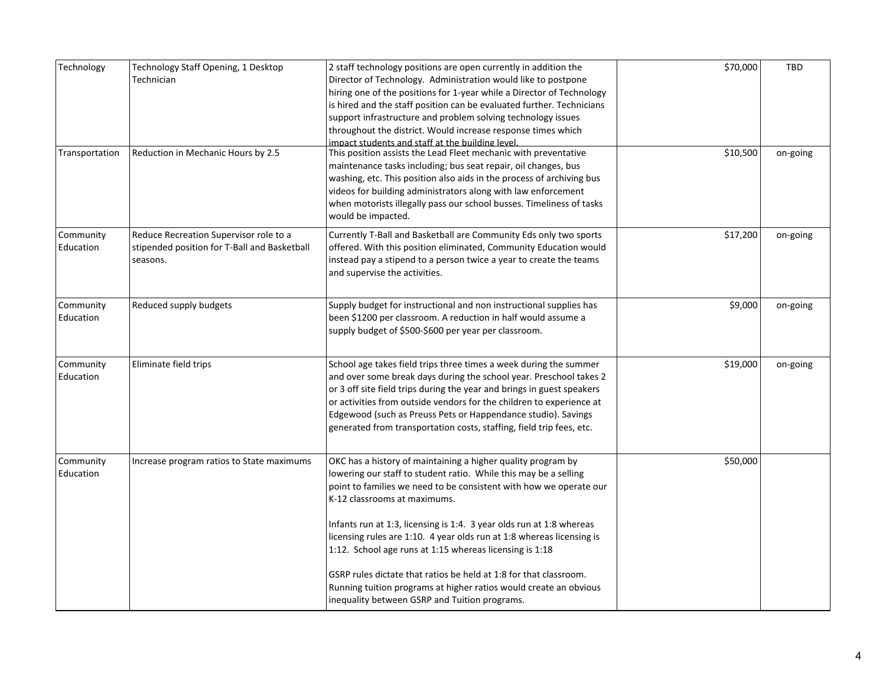| | | | | |
|---|---|---|---|---|
| Technology | Technology Staff Opening, 1 Desktop Technician | 2 staff technology positions are open currently in addition the Director of Technology. Administration would like to postpone hiring one of the positions for 1-year while a Director of Technology is hired and the staff position can be evaluated further. Technicians support infrastructure and problem solving technology issues throughout the district. Would increase response times which impact students and staff at the building level. | $70,000 | TBD |
| Transportation | Reduction in Mechanic Hours by 2.5 | This position assists the Lead Fleet mechanic with preventative maintenance tasks including; bus seat repair, oil changes, bus washing, etc. This position also aids in the process of archiving bus videos for building administrators along with law enforcement when motorists illegally pass our school busses. Timeliness of tasks would be impacted. | $10,500 | on-going |
| Community Education | Reduce Recreation Supervisor role to a stipended position for T-Ball and Basketball seasons. | Currently T-Ball and Basketball are Community Eds only two sports offered. With this position eliminated, Community Education would instead pay a stipend to a person twice a year to create the teams and supervise the activities. | $17,200 | on-going |
| Community Education | Reduced supply budgets | Supply budget for instructional and non instructional supplies has been $1200 per classroom. A reduction in half would assume a supply budget of $500-$600 per year per classroom. | $9,000 | on-going |
| Community Education | Eliminate field trips | School age takes field trips three times a week during the summer and over some break days during the school year. Preschool takes 2 or 3 off site field trips during the year and brings in guest speakers or activities from outside vendors for the children to experience at Edgewood (such as Preuss Pets or Happendance studio). Savings generated from transportation costs, staffing, field trip fees, etc. | $19,000 | on-going |
| Community Education | Increase program ratios to State maximums | OKC has a history of maintaining a higher quality program by lowering our staff to student ratio. While this may be a selling point to families we need to be consistent with how we operate our K-12 classrooms at maximums.<br><br>Infants run at 1:3, licensing is 1:4. 3 year olds run at 1:8 whereas licensing rules are 1:10. 4 year olds run at 1:8 whereas licensing is 1:12. School age runs at 1:15 whereas licensing is 1:18<br><br>GSRP rules dictate that ratios be held at 1:8 for that classroom. Running tuition programs at higher ratios would create an obvious inequality between GSRP and Tuition programs. | $50,000 | |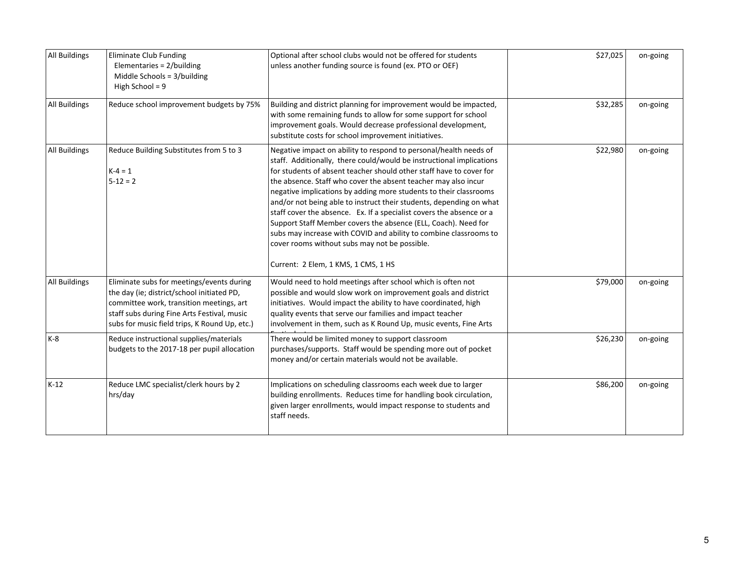| | | | | |
|---|---|---|---|---|
| All Buildings | Eliminate Club Funding<br>Elementaries = 2/building<br>Middle Schools = 3/building<br>High School = 9 | Optional after school clubs would not be offered for students unless another funding source is found (ex. PTO or OEF) | $27,025 | on-going |
| All Buildings | Reduce school improvement budgets by 75% | Building and district planning for improvement would be impacted, with some remaining funds to allow for some support for school improvement goals. Would decrease professional development, substitute costs for school improvement initiatives. | $32,285 | on-going |
| All Buildings | Reduce Building Substitutes from 5 to 3<br><br>K-4 = 1<br>5-12 = 2 | Negative impact on ability to respond to personal/health needs of staff. Additionally, there could/would be instructional implications for students of absent teacher should other staff have to cover for the absence. Staff who cover the absent teacher may also incur negative implications by adding more students to their classrooms and/or not being able to instruct their students, depending on what staff cover the absence. Ex. If a specialist covers the absence or a Support Staff Member covers the absence (ELL, Coach). Need for subs may increase with COVID and ability to combine classrooms to cover rooms without subs may not be possible.<br><br>Current: 2 Elem, 1 KMS, 1 CMS, 1 HS | $22,980 | on-going |
| All Buildings | Eliminate subs for meetings/events during the day (ie; district/school initiated PD, committee work, transition meetings, art staff subs during Fine Arts Festival, music subs for music field trips, K Round Up, etc.) | Would need to hold meetings after school which is often not possible and would slow work on improvement goals and district initiatives. Would impact the ability to have coordinated, high quality events that serve our families and impact teacher involvement in them, such as K Round Up, music events, Fine Arts Festival, etc. | $79,000 | on-going |
| K-8 | Reduce instructional supplies/materials budgets to the 2017-18 per pupil allocation | There would be limited money to support classroom purchases/supports. Staff would be spending more out of pocket money and/or certain materials would not be available. | $26,230 | on-going |
| K-12 | Reduce LMC specialist/clerk hours by 2 hrs/day | Implications on scheduling classrooms each week due to larger building enrollments. Reduces time for handling book circulation, given larger enrollments, would impact response to students and staff needs. | $86,200 | on-going |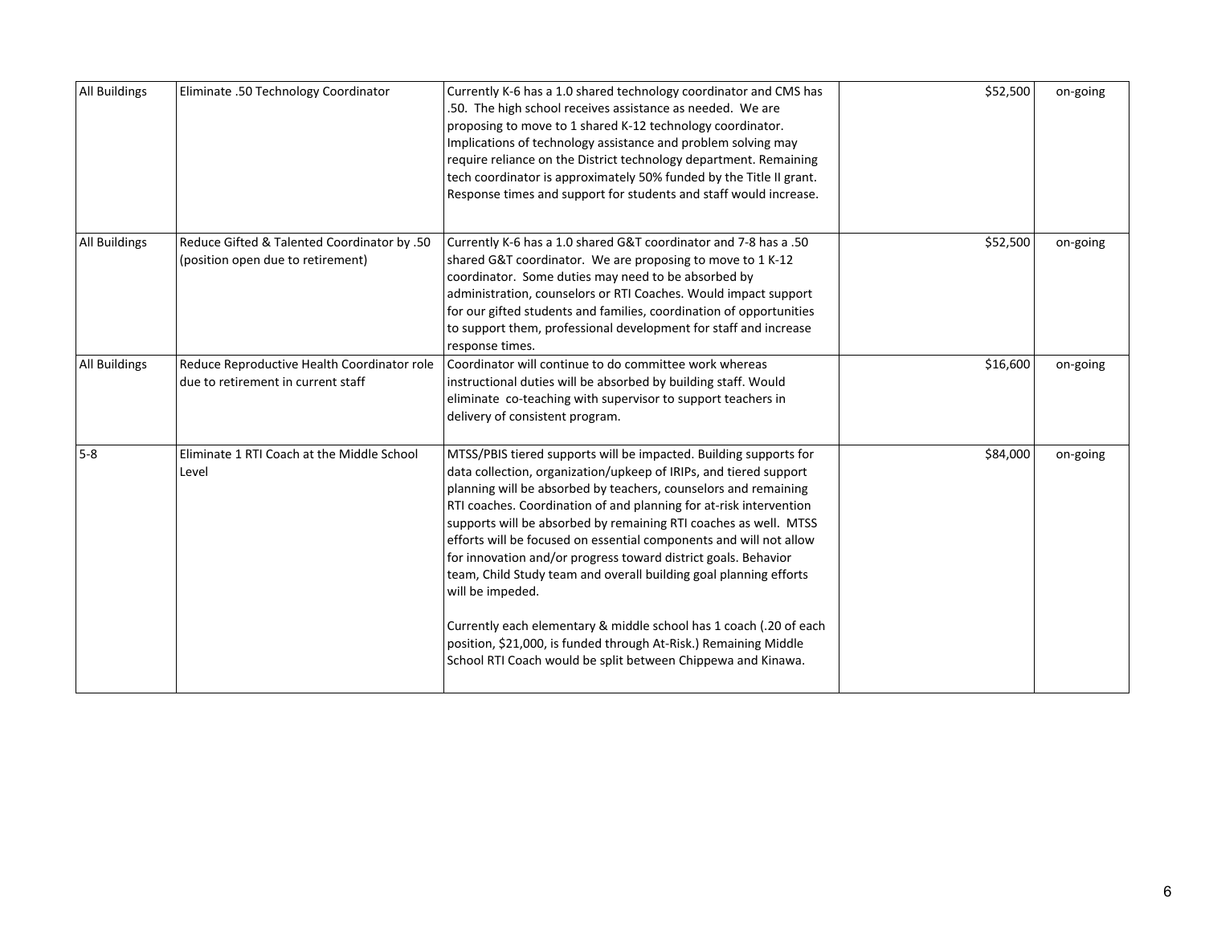| All Buildings | Eliminate .50 Technology Coordinator | Currently K-6 has a 1.0 shared technology coordinator and CMS has .50. The high school receives assistance as needed. We are proposing to move to 1 shared K-12 technology coordinator. Implications of technology assistance and problem solving may require reliance on the District technology department. Remaining tech coordinator is approximately 50% funded by the Title II grant. Response times and support for students and staff would increase. | $52,500 | on-going |
|---|---|---|---|---|
| All Buildings | Reduce Gifted & Talented Coordinator by .50 (position open due to retirement) | Currently K-6 has a 1.0 shared G&T coordinator and 7-8 has a .50 shared G&T coordinator. We are proposing to move to 1 K-12 coordinator. Some duties may need to be absorbed by administration, counselors or RTI Coaches. Would impact support for our gifted students and families, coordination of opportunities to support them, professional development for staff and increase response times. | $52,500 | on-going |
| All Buildings | Reduce Reproductive Health Coordinator role due to retirement in current staff | Coordinator will continue to do committee work whereas instructional duties will be absorbed by building staff. Would eliminate co-teaching with supervisor to support teachers in delivery of consistent program. | $16,600 | on-going |
| 5-8 | Eliminate 1 RTI Coach at the Middle School Level | MTSS/PBIS tiered supports will be impacted. Building supports for data collection, organization/upkeep of IRIPs, and tiered support planning will be absorbed by teachers, counselors and remaining RTI coaches. Coordination of and planning for at-risk intervention supports will be absorbed by remaining RTI coaches as well. MTSS efforts will be focused on essential components and will not allow for innovation and/or progress toward district goals. Behavior team, Child Study team and overall building goal planning efforts will be impeded.<br><br>Currently each elementary & middle school has 1 coach (.20 of each position, $21,000, is funded through At-Risk.) Remaining Middle School RTI Coach would be split between Chippewa and Kinawa. | $84,000 | on-going |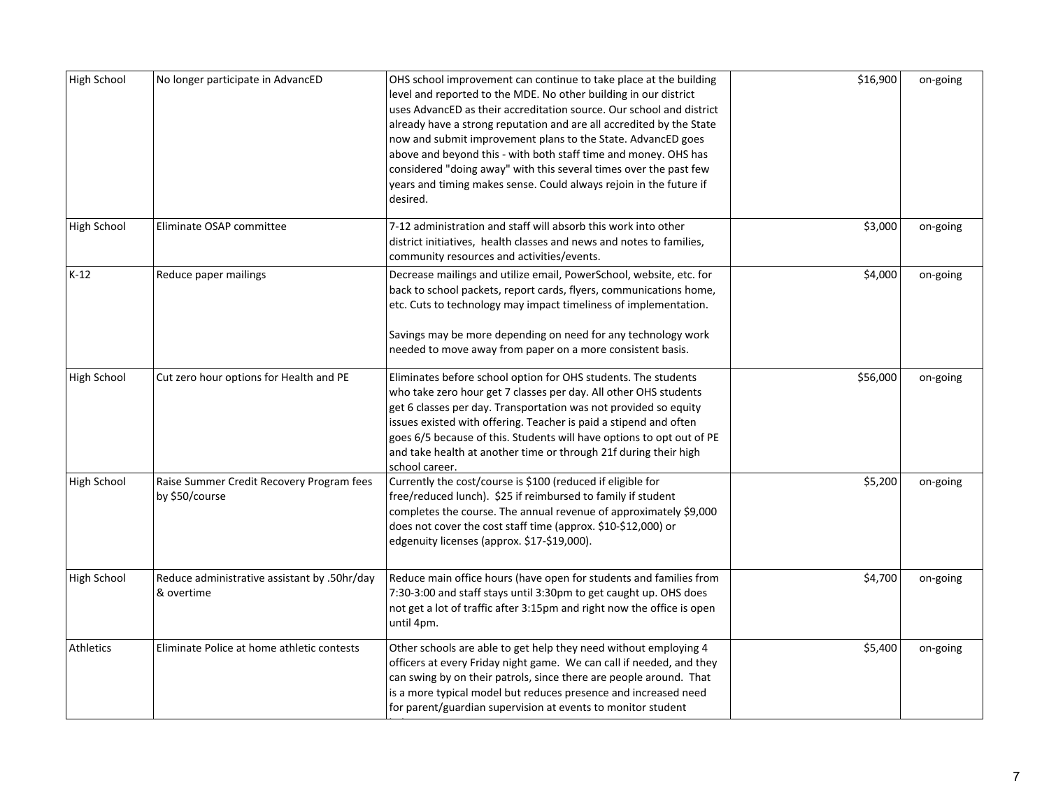| | | | | |
|---|---|---|---|---|
| High School | No longer participate in AdvancED | OHS school improvement can continue to take place at the building level and reported to the MDE. No other building in our district uses AdvancED as their accreditation source. Our school and district already have a strong reputation and are all accredited by the State now and submit improvement plans to the State. AdvancED goes above and beyond this - with both staff time and money. OHS has considered "doing away" with this several times over the past few years and timing makes sense. Could always rejoin in the future if desired. | $16,900 | on-going |
| High School | Eliminate OSAP committee | 7-12 administration and staff will absorb this work into other district initiatives, health classes and news and notes to families, community resources and activities/events. | $3,000 | on-going |
| K-12 | Reduce paper mailings | Decrease mailings and utilize email, PowerSchool, website, etc. for back to school packets, report cards, flyers, communications home, etc. Cuts to technology may impact timeliness of implementation.<br><br>Savings may be more depending on need for any technology work needed to move away from paper on a more consistent basis. | $4,000 | on-going |
| High School | Cut zero hour options for Health and PE | Eliminates before school option for OHS students. The students who take zero hour get 7 classes per day. All other OHS students get 6 classes per day. Transportation was not provided so equity issues existed with offering. Teacher is paid a stipend and often goes 6/5 because of this. Students will have options to opt out of PE and take health at another time or through 21f during their high school career. | $56,000 | on-going |
| High School | Raise Summer Credit Recovery Program fees by $50/course | Currently the cost/course is $100 (reduced if eligible for free/reduced lunch). $25 if reimbursed to family if student completes the course. The annual revenue of approximately $9,000 does not cover the cost staff time (approx. $10-$12,000) or edgenuity licenses (approx. $17-$19,000). | $5,200 | on-going |
| High School | Reduce administrative assistant by .50hr/day & overtime | Reduce main office hours (have open for students and families from 7:30-3:00 and staff stays until 3:30pm to get caught up. OHS does not get a lot of traffic after 3:15pm and right now the office is open until 4pm. | $4,700 | on-going |
| Athletics | Eliminate Police at home athletic contests | Other schools are able to get help they need without employing 4 officers at every Friday night game. We can call if needed, and they can swing by on their patrols, since there are people around. That is a more typical model but reduces presence and increased need for parent/guardian supervision at events to monitor student | $5,400 | on-going |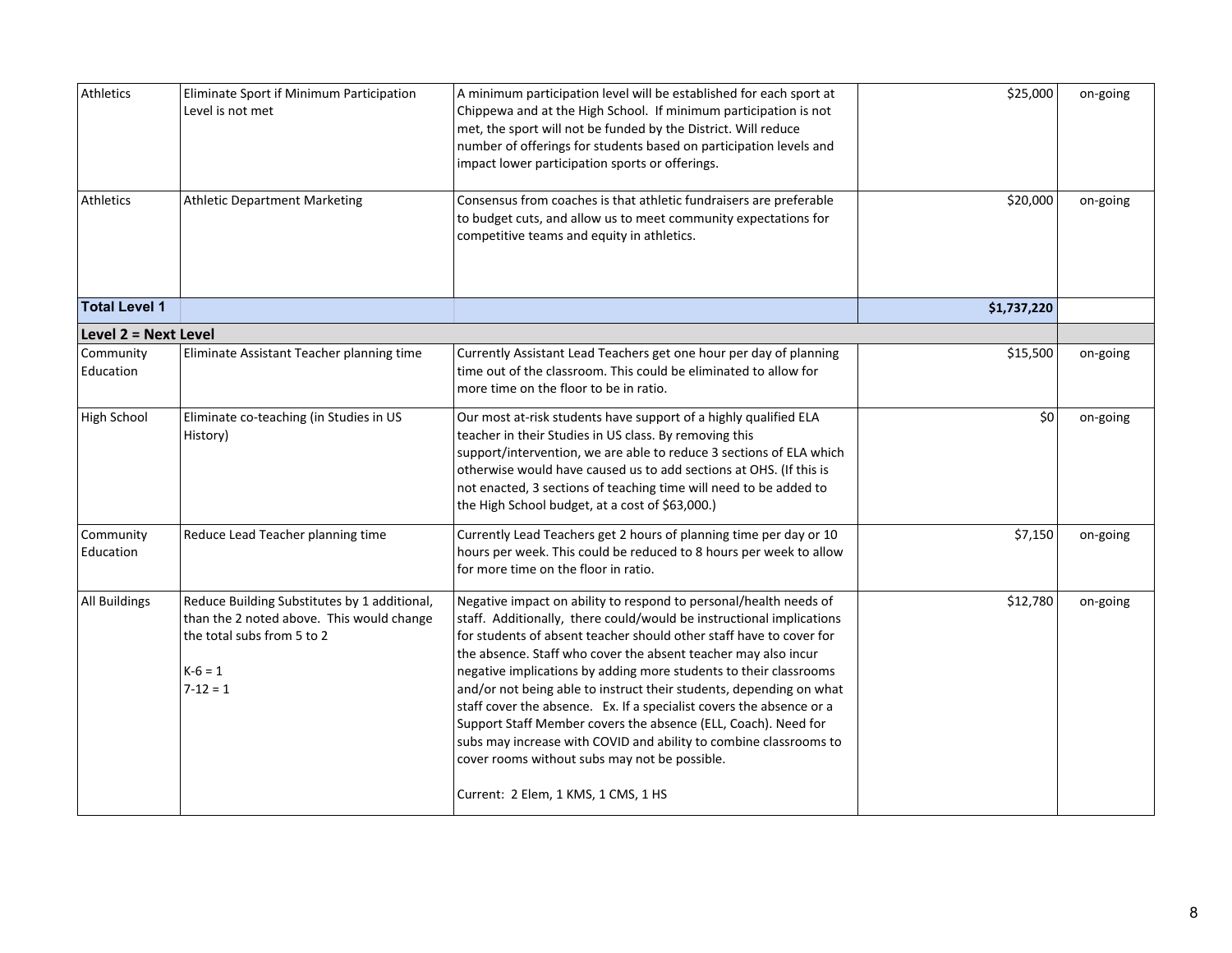| | | | | |
|---|---|---|---|---|
| Athletics | Eliminate Sport if Minimum Participation Level is not met | A minimum participation level will be established for each sport at Chippewa and at the High School. If minimum participation is not met, the sport will not be funded by the District. Will reduce number of offerings for students based on participation levels and impact lower participation sports or offerings. | $25,000 | on-going |
| Athletics | Athletic Department Marketing | Consensus from coaches is that athletic fundraisers are preferable to budget cuts, and allow us to meet community expectations for competitive teams and equity in athletics. | $20,000 | on-going |
| **Total Level 1** | | | **$1,737,220** | |
| **Level 2 = Next Level** | | | | |
| Community Education | Eliminate Assistant Teacher planning time | Currently Assistant Lead Teachers get one hour per day of planning time out of the classroom. This could be eliminated to allow for more time on the floor to be in ratio. | $15,500 | on-going |
| High School | Eliminate co-teaching (in Studies in US History) | Our most at-risk students have support of a highly qualified ELA teacher in their Studies in US class. By removing this support/intervention, we are able to reduce 3 sections of ELA which otherwise would have caused us to add sections at OHS. (If this is not enacted, 3 sections of teaching time will need to be added to the High School budget, at a cost of $63,000.) | $0 | on-going |
| Community Education | Reduce Lead Teacher planning time | Currently Lead Teachers get 2 hours of planning time per day or 10 hours per week. This could be reduced to 8 hours per week to allow for more time on the floor in ratio. | $7,150 | on-going |
| All Buildings | Reduce Building Substitutes by 1 additional, than the 2 noted above. This would change the total subs from 5 to 2<br><br>K-6 = 1<br>7-12 = 1 | Negative impact on ability to respond to personal/health needs of staff. Additionally, there could/would be instructional implications for students of absent teacher should other staff have to cover for the absence. Staff who cover the absent teacher may also incur negative implications by adding more students to their classrooms and/or not being able to instruct their students, depending on what staff cover the absence. Ex. If a specialist covers the absence or a Support Staff Member covers the absence (ELL, Coach). Need for subs may increase with COVID and ability to combine classrooms to cover rooms without subs may not be possible.<br><br>Current: 2 Elem, 1 KMS, 1 CMS, 1 HS | $12,780 | on-going |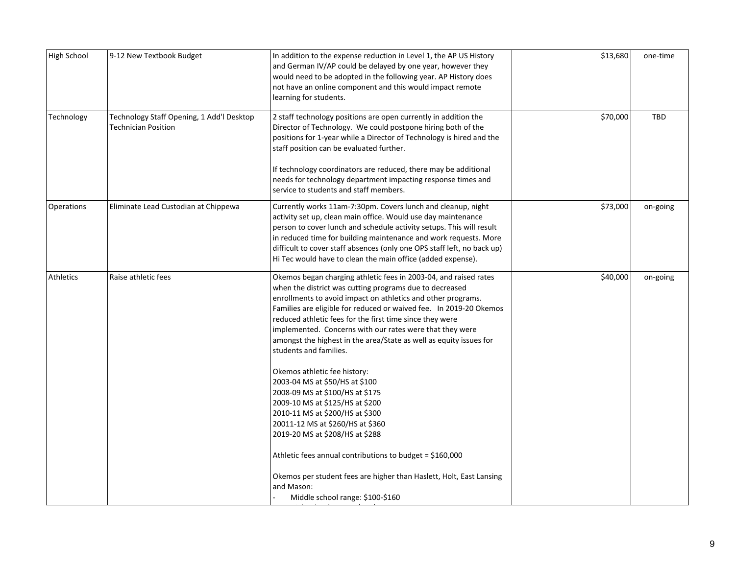| | | | | |
|---|---|---|---|---|
| High School | 9-12 New Textbook Budget | In addition to the expense reduction in Level 1, the AP US History and German IV/AP could be delayed by one year, however they would need to be adopted in the following year. AP History does not have an online component and this would impact remote learning for students. | $13,680 | one-time |
| Technology | Technology Staff Opening, 1 Add'l Desktop Technician Position | 2 staff technology positions are open currently in addition the Director of Technology. We could postpone hiring both of the positions for 1-year while a Director of Technology is hired and the staff position can be evaluated further.<br><br>If technology coordinators are reduced, there may be additional needs for technology department impacting response times and service to students and staff members. | $70,000 | TBD |
| Operations | Eliminate Lead Custodian at Chippewa | Currently works 11am-7:30pm. Covers lunch and cleanup, night activity set up, clean main office. Would use day maintenance person to cover lunch and schedule activity setups. This will result in reduced time for building maintenance and work requests. More difficult to cover staff absences (only one OPS staff left, no back up) Hi Tec would have to clean the main office (added expense). | $73,000 | on-going |
| Athletics | Raise athletic fees | Okemos began charging athletic fees in 2003-04, and raised rates when the district was cutting programs due to decreased enrollments to avoid impact on athletics and other programs. Families are eligible for reduced or waived fee. In 2019-20 Okemos reduced athletic fees for the first time since they were implemented. Concerns with our rates were that they were amongst the highest in the area/State as well as equity issues for students and families.<br><br>Okemos athletic fee history:<br>2003-04 MS at $50/HS at $100<br>2008-09 MS at $100/HS at $175<br>2009-10 MS at $125/HS at $200<br>2010-11 MS at $200/HS at $300<br>20011-12 MS at $260/HS at $360<br>2019-20 MS at $208/HS at $288<br><br>Athletic fees annual contributions to budget = $160,000<br><br>Okemos per student fees are higher than Haslett, Holt, East Lansing and Mason:<br>- Middle school range: $100-$160 | $40,000 | on-going |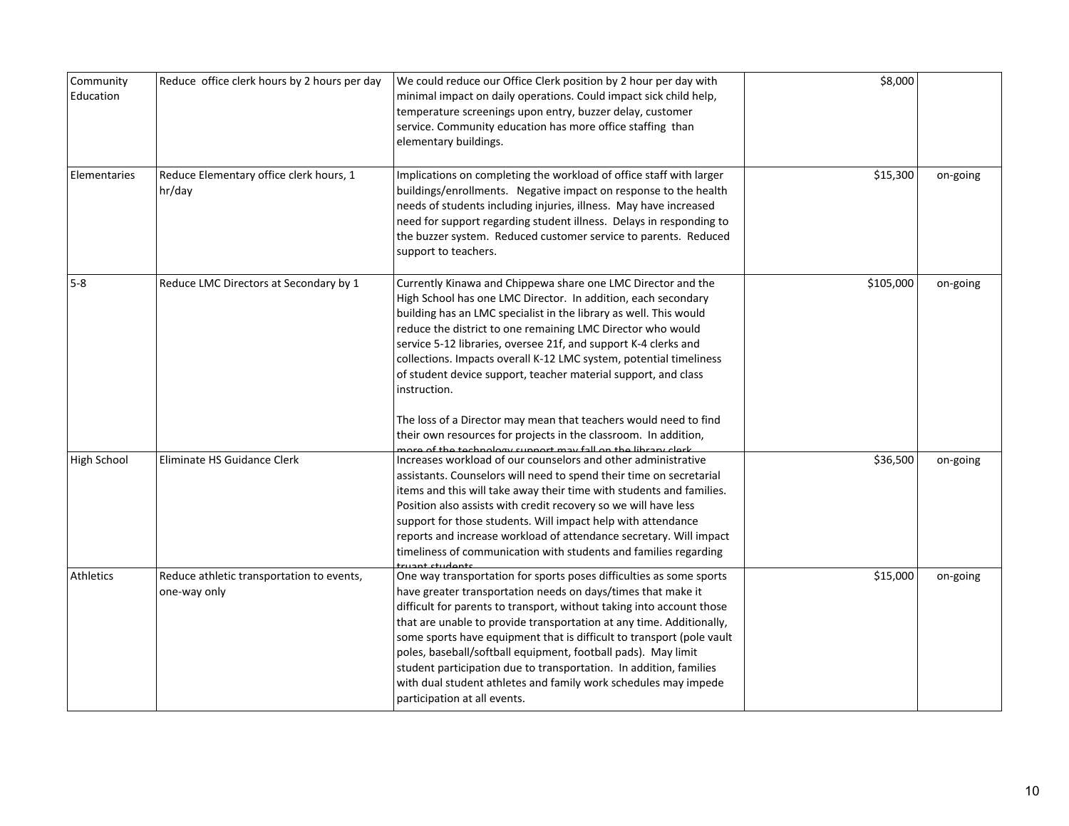| | | | | |
|---|---|---|---|---|
| Community Education | Reduce office clerk hours by 2 hours per day | We could reduce our Office Clerk position by 2 hour per day with minimal impact on daily operations. Could impact sick child help, temperature screenings upon entry, buzzer delay, customer service. Community education has more office staffing than elementary buildings. | $8,000 | |
| Elementaries | Reduce Elementary office clerk hours, 1 hr/day | Implications on completing the workload of office staff with larger buildings/enrollments. Negative impact on response to the health needs of students including injuries, illness. May have increased need for support regarding student illness. Delays in responding to the buzzer system. Reduced customer service to parents. Reduced support to teachers. | $15,300 | on-going |
| 5-8 | Reduce LMC Directors at Secondary by 1 | Currently Kinawa and Chippewa share one LMC Director and the High School has one LMC Director. In addition, each secondary building has an LMC specialist in the library as well. This would reduce the district to one remaining LMC Director who would service 5-12 libraries, oversee 21f, and support K-4 clerks and collections. Impacts overall K-12 LMC system, potential timeliness of student device support, teacher material support, and class instruction.<br><br>The loss of a Director may mean that teachers would need to find their own resources for projects in the classroom. In addition, more of the technology support may fall on the library clerk | $105,000 | on-going |
| High School | Eliminate HS Guidance Clerk | Increases workload of our counselors and other administrative assistants. Counselors will need to spend their time on secretarial items and this will take away their time with students and families. Position also assists with credit recovery so we will have less support for those students. Will impact help with attendance reports and increase workload of attendance secretary. Will impact timeliness of communication with students and families regarding truant students | $36,500 | on-going |
| Athletics | Reduce athletic transportation to events, one-way only | One way transportation for sports poses difficulties as some sports have greater transportation needs on days/times that make it difficult for parents to transport, without taking into account those that are unable to provide transportation at any time. Additionally, some sports have equipment that is difficult to transport (pole vault poles, baseball/softball equipment, football pads). May limit student participation due to transportation. In addition, families with dual student athletes and family work schedules may impede participation at all events. | $15,000 | on-going |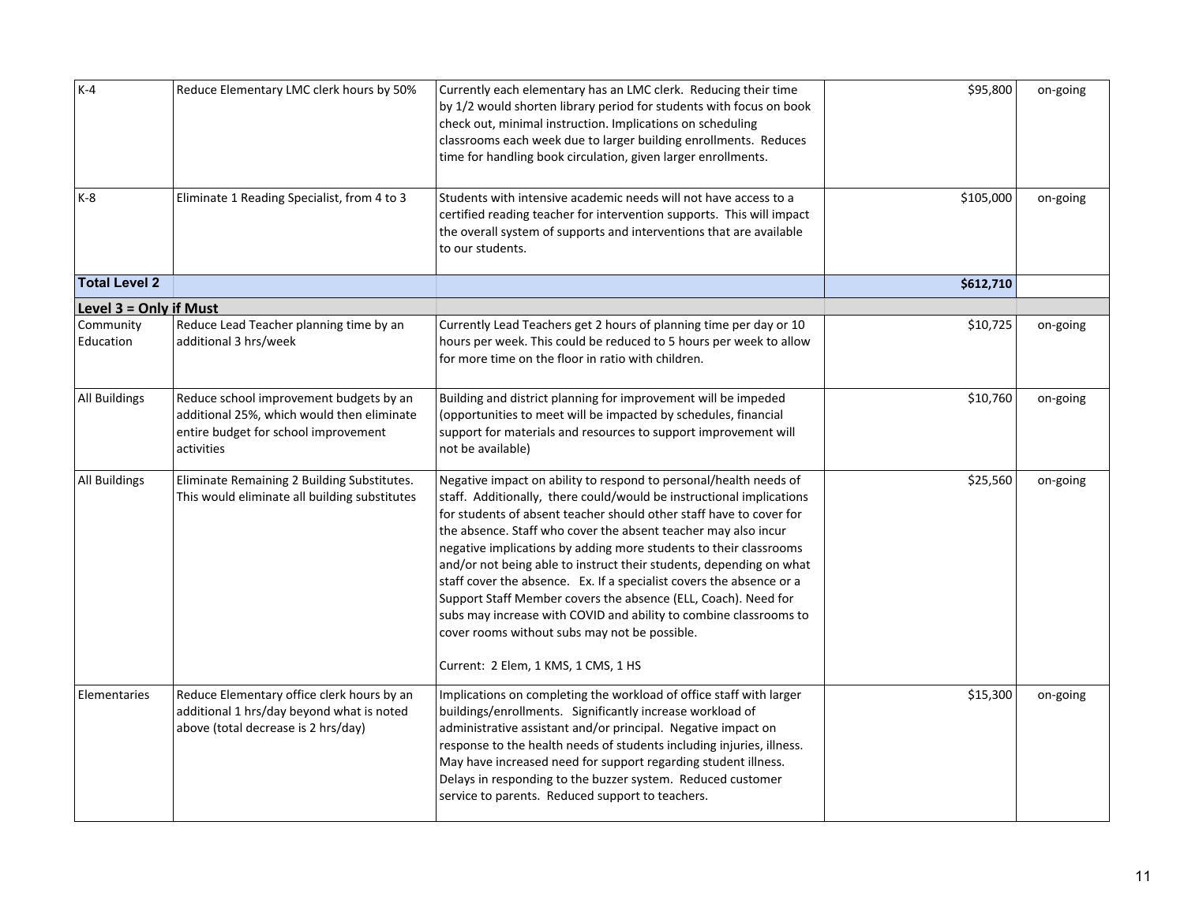| | | | | |
|---|---|---|---|---|
| K-4 | Reduce Elementary LMC clerk hours by 50% | Currently each elementary has an LMC clerk. Reducing their time by 1/2 would shorten library period for students with focus on book check out, minimal instruction. Implications on scheduling classrooms each week due to larger building enrollments. Reduces time for handling book circulation, given larger enrollments. | $95,800 | on-going |
| K-8 | Eliminate 1 Reading Specialist, from 4 to 3 | Students with intensive academic needs will not have access to a certified reading teacher for intervention supports. This will impact the overall system of supports and interventions that are available to our students. | $105,000 | on-going |
| **Total Level 2** | | | **$612,710** | |
| **Level 3 = Only if Must** | | | | |
| Community Education | Reduce Lead Teacher planning time by an additional 3 hrs/week | Currently Lead Teachers get 2 hours of planning time per day or 10 hours per week. This could be reduced to 5 hours per week to allow for more time on the floor in ratio with children. | $10,725 | on-going |
| All Buildings | Reduce school improvement budgets by an additional 25%, which would then eliminate entire budget for school improvement activities | Building and district planning for improvement will be impeded (opportunities to meet will be impacted by schedules, financial support for materials and resources to support improvement will not be available) | $10,760 | on-going |
| All Buildings | Eliminate Remaining 2 Building Substitutes. This would eliminate all building substitutes | Negative impact on ability to respond to personal/health needs of staff. Additionally, there could/would be instructional implications for students of absent teacher should other staff have to cover for the absence. Staff who cover the absent teacher may also incur negative implications by adding more students to their classrooms and/or not being able to instruct their students, depending on what staff cover the absence. Ex. If a specialist covers the absence or a Support Staff Member covers the absence (ELL, Coach). Need for subs may increase with COVID and ability to combine classrooms to cover rooms without subs may not be possible.<br><br>Current: 2 Elem, 1 KMS, 1 CMS, 1 HS | $25,560 | on-going |
| Elementaries | Reduce Elementary office clerk hours by an additional 1 hrs/day beyond what is noted above (total decrease is 2 hrs/day) | Implications on completing the workload of office staff with larger buildings/enrollments. Significantly increase workload of administrative assistant and/or principal. Negative impact on response to the health needs of students including injuries, illness. May have increased need for support regarding student illness. Delays in responding to the buzzer system. Reduced customer service to parents. Reduced support to teachers. | $15,300 | on-going |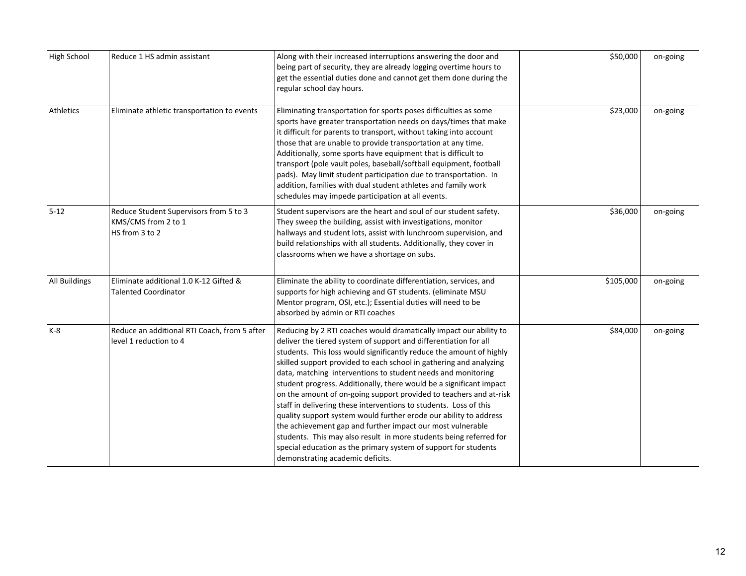| | | | | |
|---|---|---|---|---|
| High School | Reduce 1 HS admin assistant | Along with their increased interruptions answering the door and being part of security, they are already logging overtime hours to get the essential duties done and cannot get them done during the regular school day hours. | $50,000 | on-going |
| Athletics | Eliminate athletic transportation to events | Eliminating transportation for sports poses difficulties as some sports have greater transportation needs on days/times that make it difficult for parents to transport, without taking into account those that are unable to provide transportation at any time. Additionally, some sports have equipment that is difficult to transport (pole vault poles, baseball/softball equipment, football pads). May limit student participation due to transportation. In addition, families with dual student athletes and family work schedules may impede participation at all events. | $23,000 | on-going |
| 5-12 | Reduce Student Supervisors from 5 to 3<br>KMS/CMS from 2 to 1<br>HS from 3 to 2 | Student supervisors are the heart and soul of our student safety. They sweep the building, assist with investigations, monitor hallways and student lots, assist with lunchroom supervision, and build relationships with all students. Additionally, they cover in classrooms when we have a shortage on subs. | $36,000 | on-going |
| All Buildings | Eliminate additional 1.0 K-12 Gifted & Talented Coordinator | Eliminate the ability to coordinate differentiation, services, and supports for high achieving and GT students. (eliminate MSU Mentor program, OSI, etc.); Essential duties will need to be absorbed by admin or RTI coaches | $105,000 | on-going |
| K-8 | Reduce an additional RTI Coach, from 5 after level 1 reduction to 4 | Reducing by 2 RTI coaches would dramatically impact our ability to deliver the tiered system of support and differentiation for all students. This loss would significantly reduce the amount of highly skilled support provided to each school in gathering and analyzing data, matching interventions to student needs and monitoring student progress. Additionally, there would be a significant impact on the amount of on-going support provided to teachers and at-risk staff in delivering these interventions to students. Loss of this quality support system would further erode our ability to address the achievement gap and further impact our most vulnerable students. This may also result in more students being referred for special education as the primary system of support for students demonstrating academic deficits. | $84,000 | on-going |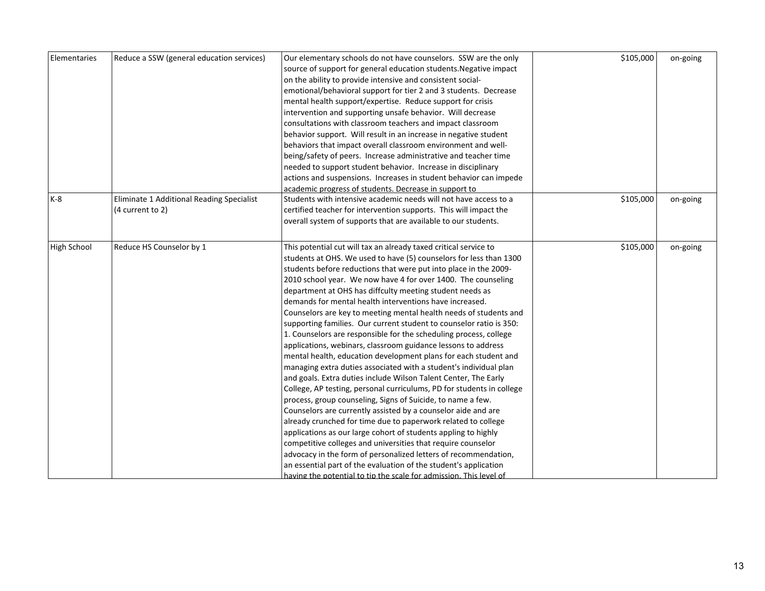| | | | | |
|---|---|---|---|---|
| Elementaries | Reduce a SSW (general education services) | Our elementary schools do not have counselors. SSW are the only source of support for general education students.Negative impact on the ability to provide intensive and consistent social-emotional/behavioral support for tier 2 and 3 students. Decrease mental health support/expertise. Reduce support for crisis intervention and supporting unsafe behavior. Will decrease consultations with classroom teachers and impact classroom behavior support. Will result in an increase in negative student behaviors that impact overall classroom environment and well-being/safety of peers. Increase administrative and teacher time needed to support student behavior. Increase in disciplinary actions and suspensions. Increases in student behavior can impede academic progress of students. Decrease in support to | $105,000 | on-going |
| K-8 | Eliminate 1 Additional Reading Specialist (4 current to 2) | Students with intensive academic needs will not have access to a certified teacher for intervention supports. This will impact the overall system of supports that are available to our students. | $105,000 | on-going |
| High School | Reduce HS Counselor by 1 | This potential cut will tax an already taxed critical service to students at OHS. We used to have (5) counselors for less than 1300 students before reductions that were put into place in the 2009-2010 school year. We now have 4 for over 1400. The counseling department at OHS has diffculty meeting student needs as demands for mental health interventions have increased. Counselors are key to meeting mental health needs of students and supporting families. Our current student to counselor ratio is 350: 1. Counselors are responsible for the scheduling process, college applications, webinars, classroom guidance lessons to address mental health, education development plans for each student and managing extra duties associated with a student's individual plan and goals. Extra duties include Wilson Talent Center, The Early College, AP testing, personal curriculums, PD for students in college process, group counseling, Signs of Suicide, to name a few. Counselors are currently assisted by a counselor aide and are already crunched for time due to paperwork related to college applications as our large cohort of students appling to highly competitive colleges and universities that require counselor advocacy in the form of personalized letters of recommendation, an essential part of the evaluation of the student's application having the potential to tip the scale for admission. This level of | $105,000 | on-going |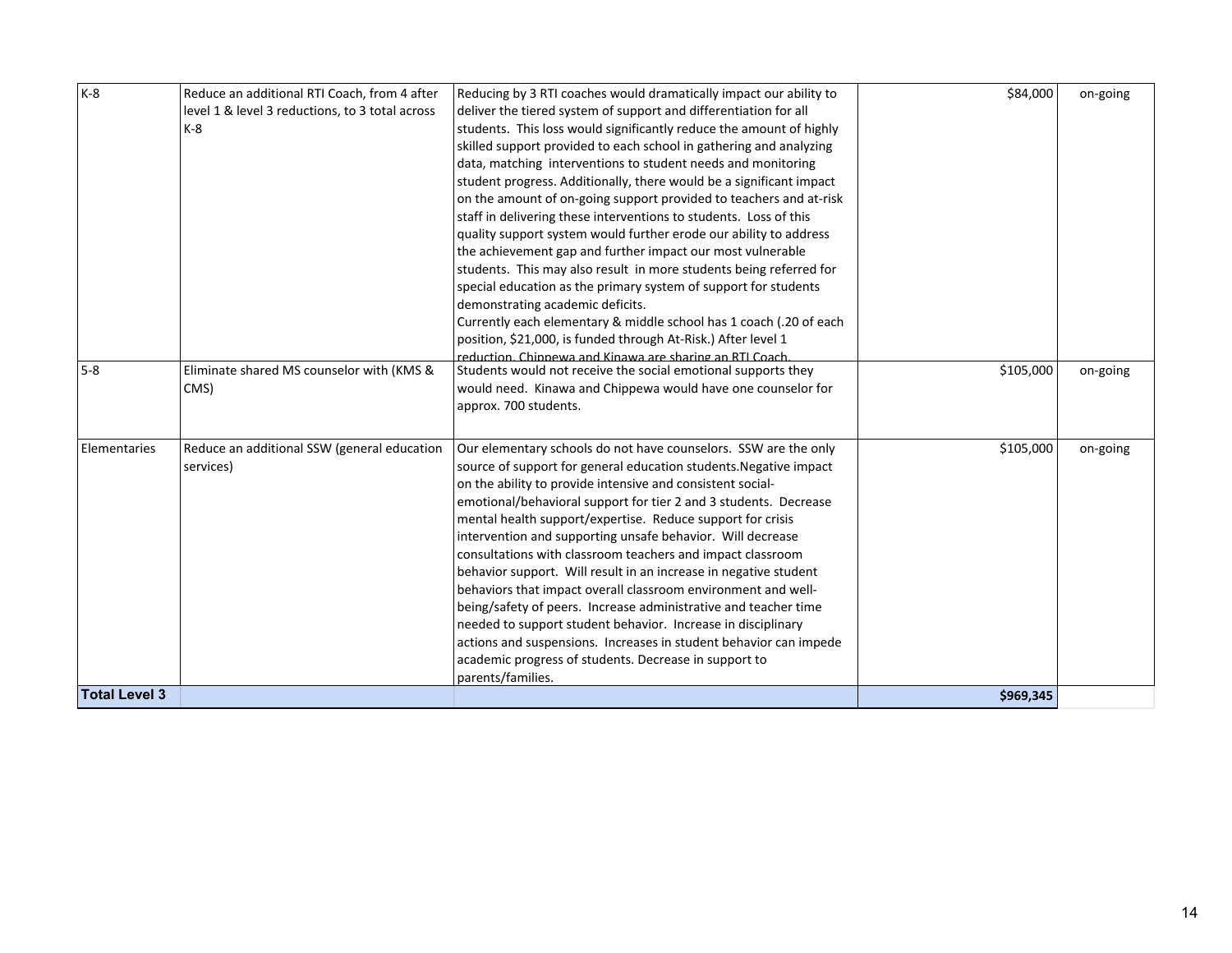| | | | | |
|---|---|---|---|---|
| K-8 | Reduce an additional RTI Coach, from 4 after level 1 & level 3 reductions, to 3 total across K-8 | Reducing by 3 RTI coaches would dramatically impact our ability to deliver the tiered system of support and differentiation for all students. This loss would significantly reduce the amount of highly skilled support provided to each school in gathering and analyzing data, matching interventions to student needs and monitoring student progress. Additionally, there would be a significant impact on the amount of on-going support provided to teachers and at-risk staff in delivering these interventions to students. Loss of this quality support system would further erode our ability to address the achievement gap and further impact our most vulnerable students. This may also result in more students being referred for special education as the primary system of support for students demonstrating academic deficits.<br>Currently each elementary & middle school has 1 coach (.20 of each position, $21,000, is funded through At-Risk.) After level 1 reduction, Chippewa and Kinawa are sharing an RTI Coach. | $84,000 | on-going |
| 5-8 | Eliminate shared MS counselor with (KMS & CMS) | Students would not receive the social emotional supports they would need. Kinawa and Chippewa would have one counselor for approx. 700 students. | $105,000 | on-going |
| Elementaries | Reduce an additional SSW (general education services) | Our elementary schools do not have counselors. SSW are the only source of support for general education students.Negative impact on the ability to provide intensive and consistent social-emotional/behavioral support for tier 2 and 3 students. Decrease mental health support/expertise. Reduce support for crisis intervention and supporting unsafe behavior. Will decrease consultations with classroom teachers and impact classroom behavior support. Will result in an increase in negative student behaviors that impact overall classroom environment and well-being/safety of peers. Increase administrative and teacher time needed to support student behavior. Increase in disciplinary actions and suspensions. Increases in student behavior can impede academic progress of students. Decrease in support to parents/families. | $105,000 | on-going |
| **Total Level 3** | | | **$969,345** | |